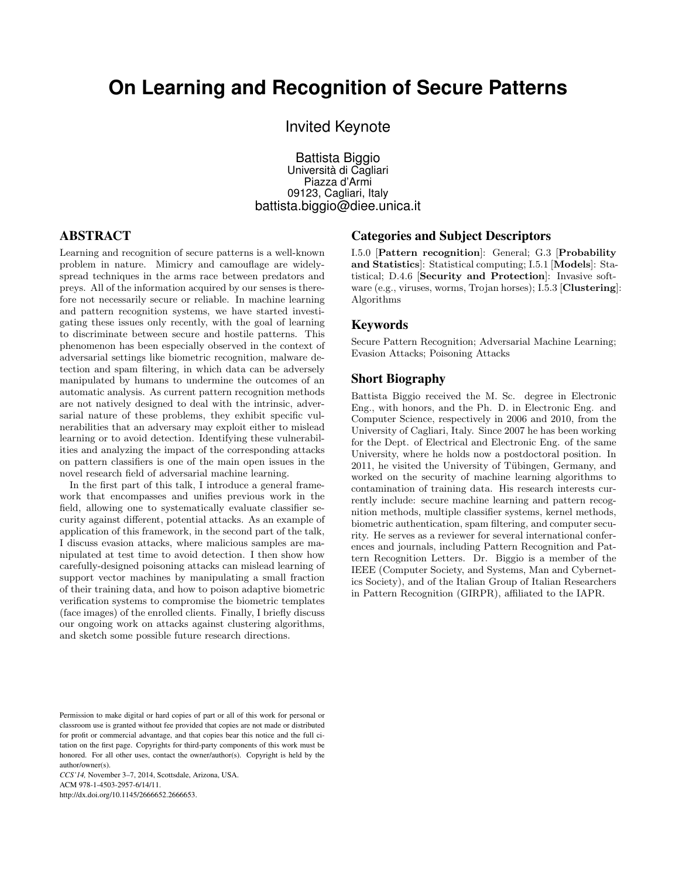# On Learning and Recognition of Secure Patterns

Invited Keynote

Battista Biggio
Università di Cagliari
Piazza d'Armi
09123, Cagliari, Italy
battista.biggio@diee.unica.it

## ABSTRACT

Learning and recognition of secure patterns is a well-known problem in nature. Mimicry and camouflage are widely-spread techniques in the arms race between predators and preys. All of the information acquired by our senses is therefore not necessarily secure or reliable. In machine learning and pattern recognition systems, we have started investigating these issues only recently, with the goal of learning to discriminate between secure and hostile patterns. This phenomenon has been especially observed in the context of adversarial settings like biometric recognition, malware detection and spam filtering, in which data can be adversely manipulated by humans to undermine the outcomes of an automatic analysis. As current pattern recognition methods are not natively designed to deal with the intrinsic, adversarial nature of these problems, they exhibit specific vulnerabilities that an adversary may exploit either to mislead learning or to avoid detection. Identifying these vulnerabilities and analyzing the impact of the corresponding attacks on pattern classifiers is one of the main open issues in the novel research field of adversarial machine learning.

In the first part of this talk, I introduce a general framework that encompasses and unifies previous work in the field, allowing one to systematically evaluate classifier security against different, potential attacks. As an example of application of this framework, in the second part of the talk, I discuss evasion attacks, where malicious samples are manipulated at test time to avoid detection. I then show how carefully-designed poisoning attacks can mislead learning of support vector machines by manipulating a small fraction of their training data, and how to poison adaptive biometric verification systems to compromise the biometric templates (face images) of the enrolled clients. Finally, I briefly discuss our ongoing work on attacks against clustering algorithms, and sketch some possible future research directions.

## Categories and Subject Descriptors

I.5.0 [**Pattern recognition**]: General; G.3 [**Probability and Statistics**]: Statistical computing; I.5.1 [**Models**]: Statistical; D.4.6 [**Security and Protection**]: Invasive software (e.g., viruses, worms, Trojan horses); I.5.3 [**Clustering**]: Algorithms

## Keywords

Secure Pattern Recognition; Adversarial Machine Learning; Evasion Attacks; Poisoning Attacks

## Short Biography

Battista Biggio received the M. Sc. degree in Electronic Eng., with honors, and the Ph. D. in Electronic Eng. and Computer Science, respectively in 2006 and 2010, from the University of Cagliari, Italy. Since 2007 he has been working for the Dept. of Electrical and Electronic Eng. of the same University, where he holds now a postdoctoral position. In 2011, he visited the University of Tübingen, Germany, and worked on the security of machine learning algorithms to contamination of training data. His research interests currently include: secure machine learning and pattern recognition methods, multiple classifier systems, kernel methods, biometric authentication, spam filtering, and computer security. He serves as a reviewer for several international conferences and journals, including Pattern Recognition and Pattern Recognition Letters. Dr. Biggio is a member of the IEEE (Computer Society, and Systems, Man and Cybernetics Society), and of the Italian Group of Italian Researchers in Pattern Recognition (GIRPR), affiliated to the IAPR.

Permission to make digital or hard copies of part or all of this work for personal or classroom use is granted without fee provided that copies are not made or distributed for profit or commercial advantage, and that copies bear this notice and the full citation on the first page. Copyrights for third-party components of this work must be honored. For all other uses, contact the owner/author(s). Copyright is held by the author/owner(s).
*CCS'14,* November 3–7, 2014, Scottsdale, Arizona, USA.
ACM 978-1-4503-2957-6/14/11.
http://dx.doi.org/10.1145/2666652.2666653.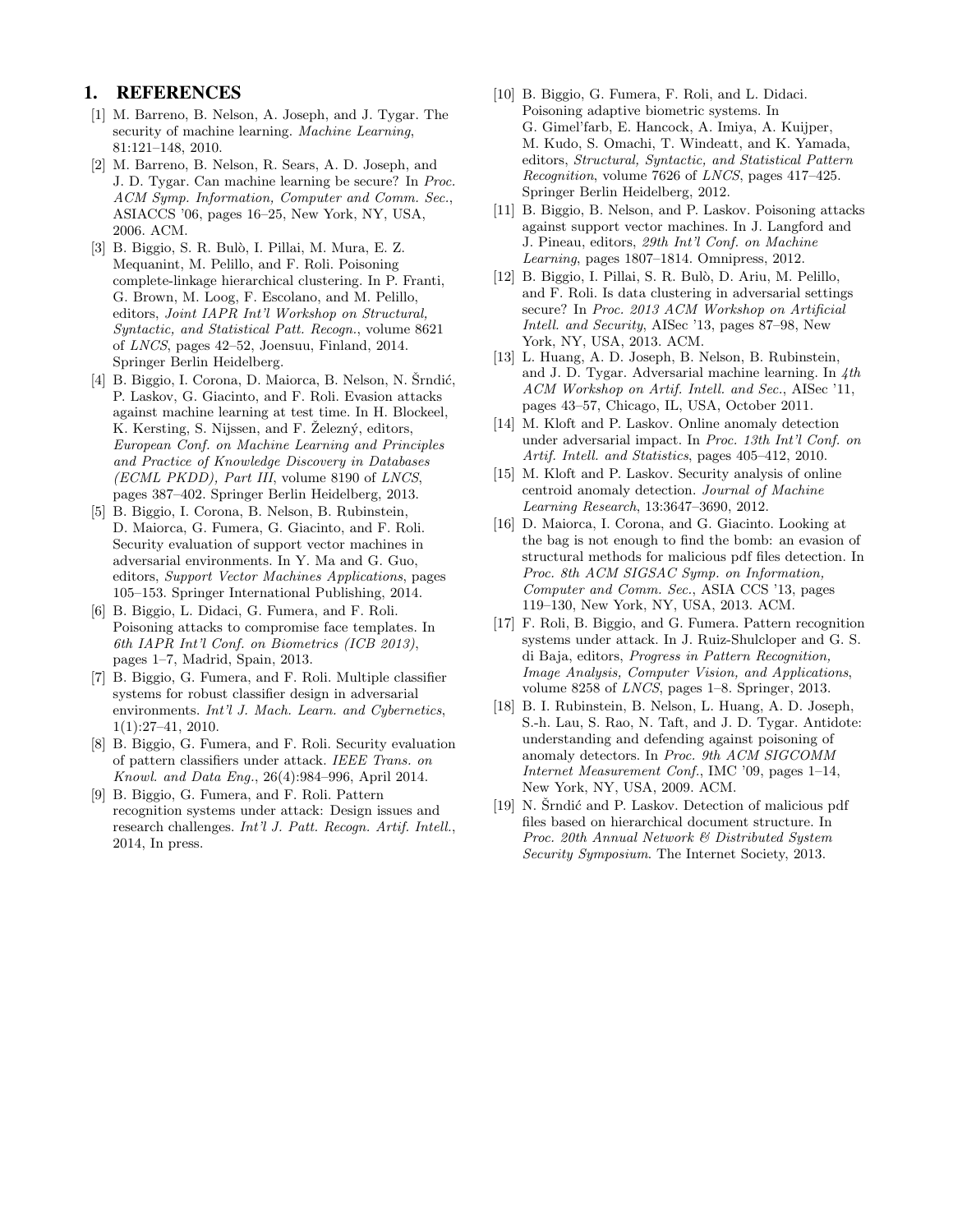# 1. REFERENCES

[1] M. Barreno, B. Nelson, A. Joseph, and J. Tygar. The security of machine learning. *Machine Learning*, 81:121–148, 2010.

[2] M. Barreno, B. Nelson, R. Sears, A. D. Joseph, and J. D. Tygar. Can machine learning be secure? In *Proc. ACM Symp. Information, Computer and Comm. Sec.*, ASIACCS '06, pages 16–25, New York, NY, USA, 2006. ACM.

[3] B. Biggio, S. R. Bulò, I. Pillai, M. Mura, E. Z. Mequanint, M. Pelillo, and F. Roli. Poisoning complete-linkage hierarchical clustering. In P. Franti, G. Brown, M. Loog, F. Escolano, and M. Pelillo, editors, *Joint IAPR Int'l Workshop on Structural, Syntactic, and Statistical Patt. Recogn.*, volume 8621 of *LNCS*, pages 42–52, Joensuu, Finland, 2014. Springer Berlin Heidelberg.

[4] B. Biggio, I. Corona, D. Maiorca, B. Nelson, N. Šrndić, P. Laskov, G. Giacinto, and F. Roli. Evasion attacks against machine learning at test time. In H. Blockeel, K. Kersting, S. Nijssen, and F. Železný, editors, *European Conf. on Machine Learning and Principles and Practice of Knowledge Discovery in Databases (ECML PKDD), Part III*, volume 8190 of *LNCS*, pages 387–402. Springer Berlin Heidelberg, 2013.

[5] B. Biggio, I. Corona, B. Nelson, B. Rubinstein, D. Maiorca, G. Fumera, G. Giacinto, and F. Roli. Security evaluation of support vector machines in adversarial environments. In Y. Ma and G. Guo, editors, *Support Vector Machines Applications*, pages 105–153. Springer International Publishing, 2014.

[6] B. Biggio, L. Didaci, G. Fumera, and F. Roli. Poisoning attacks to compromise face templates. In *6th IAPR Int'l Conf. on Biometrics (ICB 2013)*, pages 1–7, Madrid, Spain, 2013.

[7] B. Biggio, G. Fumera, and F. Roli. Multiple classifier systems for robust classifier design in adversarial environments. *Int'l J. Mach. Learn. and Cybernetics*, 1(1):27–41, 2010.

[8] B. Biggio, G. Fumera, and F. Roli. Security evaluation of pattern classifiers under attack. *IEEE Trans. on Knowl. and Data Eng.*, 26(4):984–996, April 2014.

[9] B. Biggio, G. Fumera, and F. Roli. Pattern recognition systems under attack: Design issues and research challenges. *Int'l J. Patt. Recogn. Artif. Intell.*, 2014, In press.

[10] B. Biggio, G. Fumera, F. Roli, and L. Didaci. Poisoning adaptive biometric systems. In G. Gimel'farb, E. Hancock, A. Imiya, A. Kuijper, M. Kudo, S. Omachi, T. Windeatt, and K. Yamada, editors, *Structural, Syntactic, and Statistical Pattern Recognition*, volume 7626 of *LNCS*, pages 417–425. Springer Berlin Heidelberg, 2012.

[11] B. Biggio, B. Nelson, and P. Laskov. Poisoning attacks against support vector machines. In J. Langford and J. Pineau, editors, *29th Int'l Conf. on Machine Learning*, pages 1807–1814. Omnipress, 2012.

[12] B. Biggio, I. Pillai, S. R. Bulò, D. Ariu, M. Pelillo, and F. Roli. Is data clustering in adversarial settings secure? In *Proc. 2013 ACM Workshop on Artificial Intell. and Security*, AISec '13, pages 87–98, New York, NY, USA, 2013. ACM.

[13] L. Huang, A. D. Joseph, B. Nelson, B. Rubinstein, and J. D. Tygar. Adversarial machine learning. In *4th ACM Workshop on Artif. Intell. and Sec.*, AISec '11, pages 43–57, Chicago, IL, USA, October 2011.

[14] M. Kloft and P. Laskov. Online anomaly detection under adversarial impact. In *Proc. 13th Int'l Conf. on Artif. Intell. and Statistics*, pages 405–412, 2010.

[15] M. Kloft and P. Laskov. Security analysis of online centroid anomaly detection. *Journal of Machine Learning Research*, 13:3647–3690, 2012.

[16] D. Maiorca, I. Corona, and G. Giacinto. Looking at the bag is not enough to find the bomb: an evasion of structural methods for malicious pdf files detection. In *Proc. 8th ACM SIGSAC Symp. on Information, Computer and Comm. Sec.*, ASIA CCS '13, pages 119–130, New York, NY, USA, 2013. ACM.

[17] F. Roli, B. Biggio, and G. Fumera. Pattern recognition systems under attack. In J. Ruiz-Shulcloper and G. S. di Baja, editors, *Progress in Pattern Recognition, Image Analysis, Computer Vision, and Applications*, volume 8258 of *LNCS*, pages 1–8. Springer, 2013.

[18] B. I. Rubinstein, B. Nelson, L. Huang, A. D. Joseph, S.-h. Lau, S. Rao, N. Taft, and J. D. Tygar. Antidote: understanding and defending against poisoning of anomaly detectors. In *Proc. 9th ACM SIGCOMM Internet Measurement Conf.*, IMC '09, pages 1–14, New York, NY, USA, 2009. ACM.

[19] N. Šrndić and P. Laskov. Detection of malicious pdf files based on hierarchical document structure. In *Proc. 20th Annual Network & Distributed System Security Symposium*. The Internet Society, 2013.